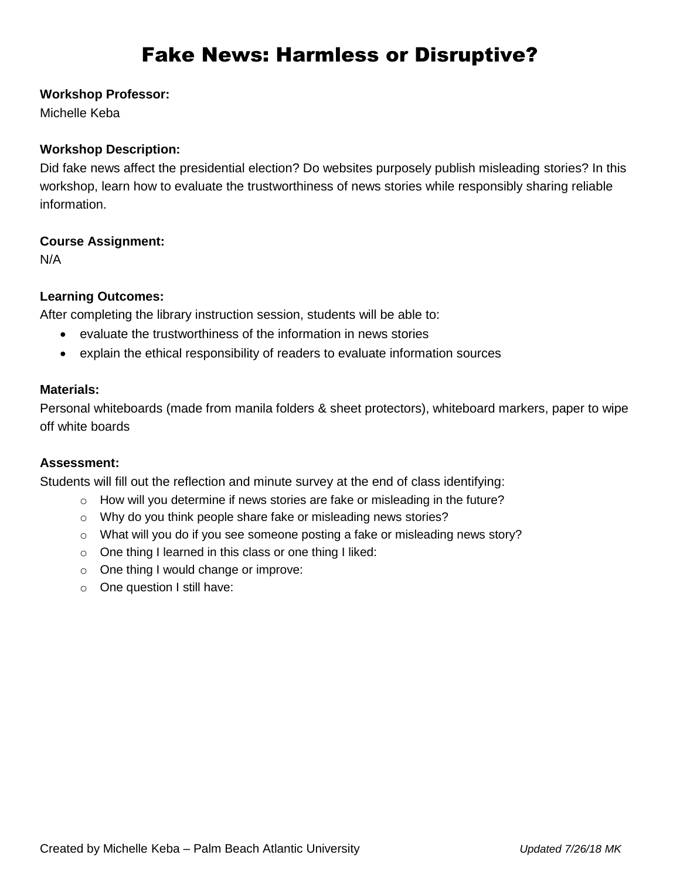# Fake News: Harmless or Disruptive?

**Workshop Professor:**
Michelle Keba

**Workshop Description:**
Did fake news affect the presidential election? Do websites purposely publish misleading stories? In this workshop, learn how to evaluate the trustworthiness of news stories while responsibly sharing reliable information.

**Course Assignment:**
N/A

**Learning Outcomes:**
After completing the library instruction session, students will be able to:

- evaluate the trustworthiness of the information in news stories
- explain the ethical responsibility of readers to evaluate information sources

**Materials:**
Personal whiteboards (made from manila folders & sheet protectors), whiteboard markers, paper to wipe off white boards

**Assessment:**
Students will fill out the reflection and minute survey at the end of class identifying:

- How will you determine if news stories are fake or misleading in the future?
- Why do you think people share fake or misleading news stories?
- What will you do if you see someone posting a fake or misleading news story?
- One thing I learned in this class or one thing I liked:
- One thing I would change or improve:
- One question I still have:

Created by Michelle Keba – Palm Beach Atlantic University *Updated 7/26/18 MK*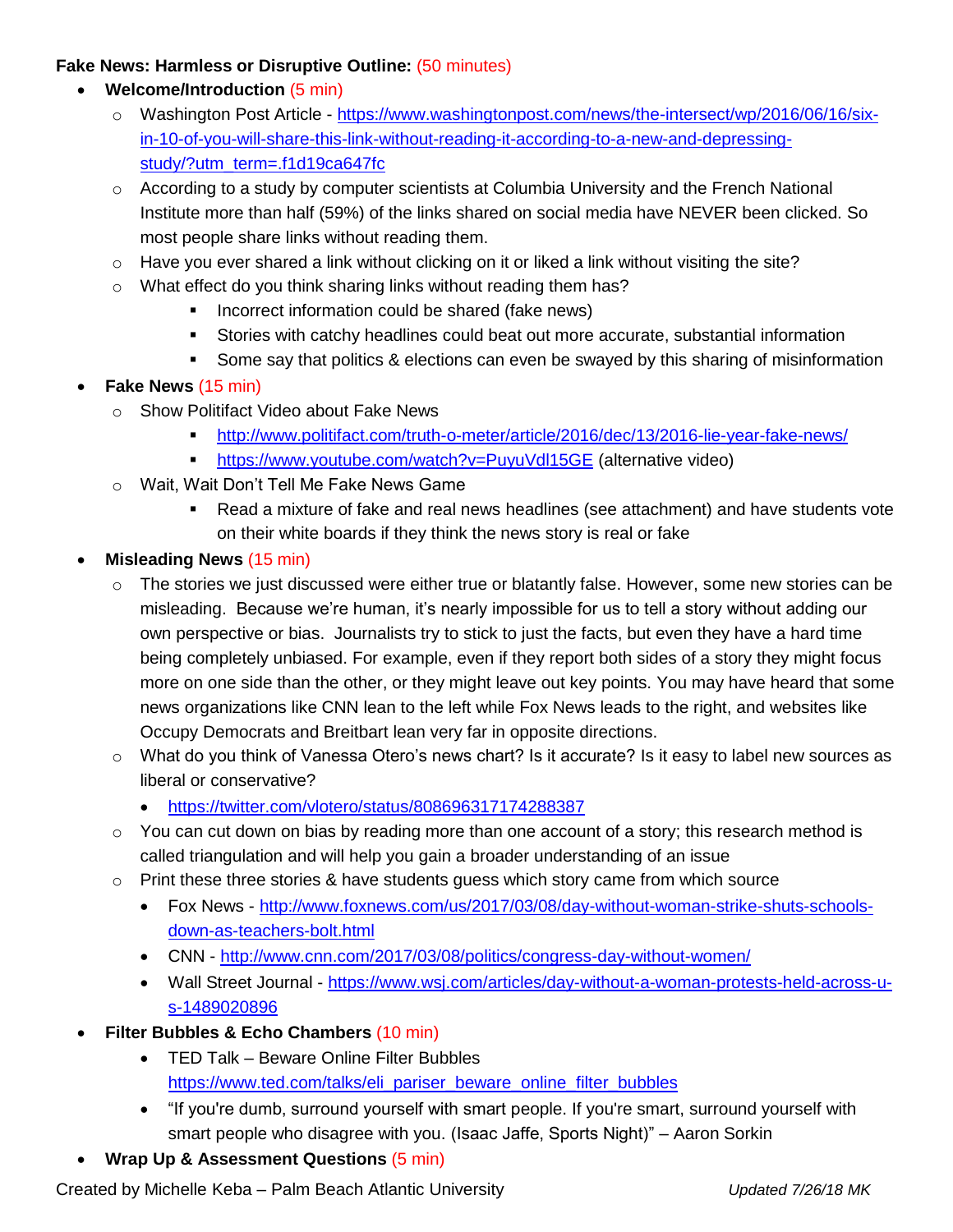**Fake News: Harmless or Disruptive Outline:** (50 minutes)

- **Welcome/Introduction** (5 min)
  - Washington Post Article - [https://www.washingtonpost.com/news/the-intersect/wp/2016/06/16/six-in-10-of-you-will-share-this-link-without-reading-it-according-to-a-new-and-depressing-study/?utm_term=.f1d19ca647fc](https://www.washingtonpost.com/news/the-intersect/wp/2016/06/16/six-in-10-of-you-will-share-this-link-without-reading-it-according-to-a-new-and-depressing-study/?utm_term=.f1d19ca647fc)
  - According to a study by computer scientists at Columbia University and the French National Institute more than half (59%) of the links shared on social media have NEVER been clicked. So most people share links without reading them.
  - Have you ever shared a link without clicking on it or liked a link without visiting the site?
  - What effect do you think sharing links without reading them has?
    - Incorrect information could be shared (fake news)
    - Stories with catchy headlines could beat out more accurate, substantial information
    - Some say that politics & elections can even be swayed by this sharing of misinformation
- **Fake News** (15 min)
  - Show Politifact Video about Fake News
    - [http://www.politifact.com/truth-o-meter/article/2016/dec/13/2016-lie-year-fake-news/](http://www.politifact.com/truth-o-meter/article/2016/dec/13/2016-lie-year-fake-news/)
    - [https://www.youtube.com/watch?v=PuyuVdl15GE](https://www.youtube.com/watch?v=PuyuVdl15GE) (alternative video)
  - Wait, Wait Don't Tell Me Fake News Game
    - Read a mixture of fake and real news headlines (see attachment) and have students vote on their white boards if they think the news story is real or fake
- **Misleading News** (15 min)
  - The stories we just discussed were either true or blatantly false. However, some new stories can be misleading. Because we're human, it's nearly impossible for us to tell a story without adding our own perspective or bias. Journalists try to stick to just the facts, but even they have a hard time being completely unbiased. For example, even if they report both sides of a story they might focus more on one side than the other, or they might leave out key points. You may have heard that some news organizations like CNN lean to the left while Fox News leads to the right, and websites like Occupy Democrats and Breitbart lean very far in opposite directions.
  - What do you think of Vanessa Otero's news chart? Is it accurate? Is it easy to label new sources as liberal or conservative?
    - [https://twitter.com/vlotero/status/808696317174288387](https://twitter.com/vlotero/status/808696317174288387)
  - You can cut down on bias by reading more than one account of a story; this research method is called triangulation and will help you gain a broader understanding of an issue
  - Print these three stories & have students guess which story came from which source
    - Fox News - [http://www.foxnews.com/us/2017/03/08/day-without-woman-strike-shuts-schools-down-as-teachers-bolt.html](http://www.foxnews.com/us/2017/03/08/day-without-woman-strike-shuts-schools-down-as-teachers-bolt.html)
    - CNN - [http://www.cnn.com/2017/03/08/politics/congress-day-without-women/](http://www.cnn.com/2017/03/08/politics/congress-day-without-women/)
    - Wall Street Journal - [https://www.wsj.com/articles/day-without-a-woman-protests-held-across-u-s-1489020896](https://www.wsj.com/articles/day-without-a-woman-protests-held-across-u-s-1489020896)
- **Filter Bubbles & Echo Chambers** (10 min)
  - TED Talk – Beware Online Filter Bubbles [https://www.ted.com/talks/eli_pariser_beware_online_filter_bubbles](https://www.ted.com/talks/eli_pariser_beware_online_filter_bubbles)
  - "If you're dumb, surround yourself with smart people. If you're smart, surround yourself with smart people who disagree with you. (Isaac Jaffe, Sports Night)" – Aaron Sorkin
- **Wrap Up & Assessment Questions** (5 min)

Created by Michelle Keba – Palm Beach Atlantic University *Updated 7/26/18 MK*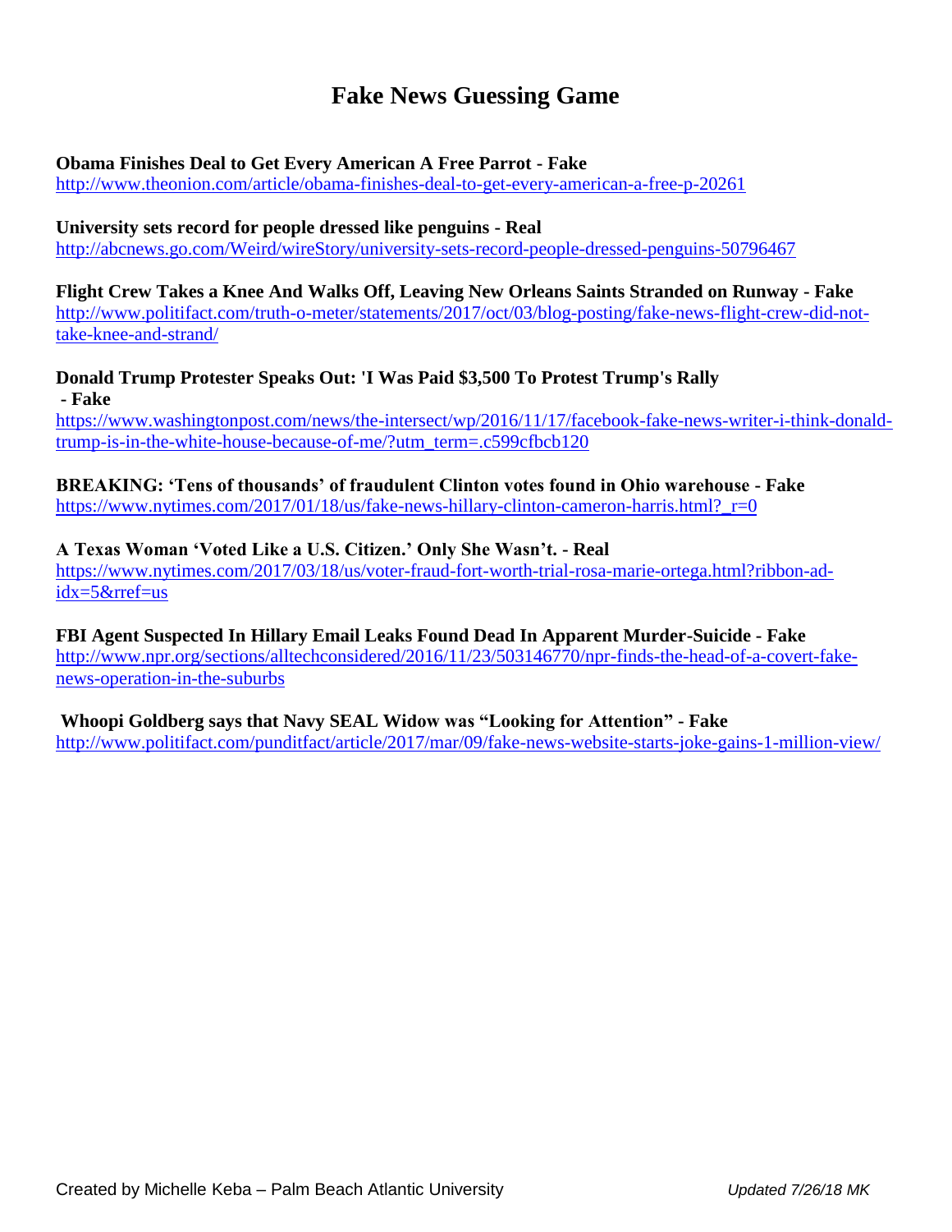# Fake News Guessing Game

**Obama Finishes Deal to Get Every American A Free Parrot - Fake**
http://www.theonion.com/article/obama-finishes-deal-to-get-every-american-a-free-p-20261

**University sets record for people dressed like penguins - Real**
http://abcnews.go.com/Weird/wireStory/university-sets-record-people-dressed-penguins-50796467

**Flight Crew Takes a Knee And Walks Off, Leaving New Orleans Saints Stranded on Runway - Fake**
http://www.politifact.com/truth-o-meter/statements/2017/oct/03/blog-posting/fake-news-flight-crew-did-not-take-knee-and-strand/

**Donald Trump Protester Speaks Out: 'I Was Paid $3,500 To Protest Trump's Rally - Fake**
https://www.washingtonpost.com/news/the-intersect/wp/2016/11/17/facebook-fake-news-writer-i-think-donald-trump-is-in-the-white-house-because-of-me/?utm_term=.c599cfbcb120

**BREAKING: 'Tens of thousands' of fraudulent Clinton votes found in Ohio warehouse - Fake**
https://www.nytimes.com/2017/01/18/us/fake-news-hillary-clinton-cameron-harris.html?_r=0

**A Texas Woman 'Voted Like a U.S. Citizen.' Only She Wasn't. - Real**
https://www.nytimes.com/2017/03/18/us/voter-fraud-fort-worth-trial-rosa-marie-ortega.html?ribbon-ad-idx=5&rref=us

**FBI Agent Suspected In Hillary Email Leaks Found Dead In Apparent Murder-Suicide - Fake**
http://www.npr.org/sections/alltechconsidered/2016/11/23/503146770/npr-finds-the-head-of-a-covert-fake-news-operation-in-the-suburbs

**Whoopi Goldberg says that Navy SEAL Widow was "Looking for Attention" - Fake**
http://www.politifact.com/punditfact/article/2017/mar/09/fake-news-website-starts-joke-gains-1-million-view/

Created by Michelle Keba – Palm Beach Atlantic University *Updated 7/26/18 MK*